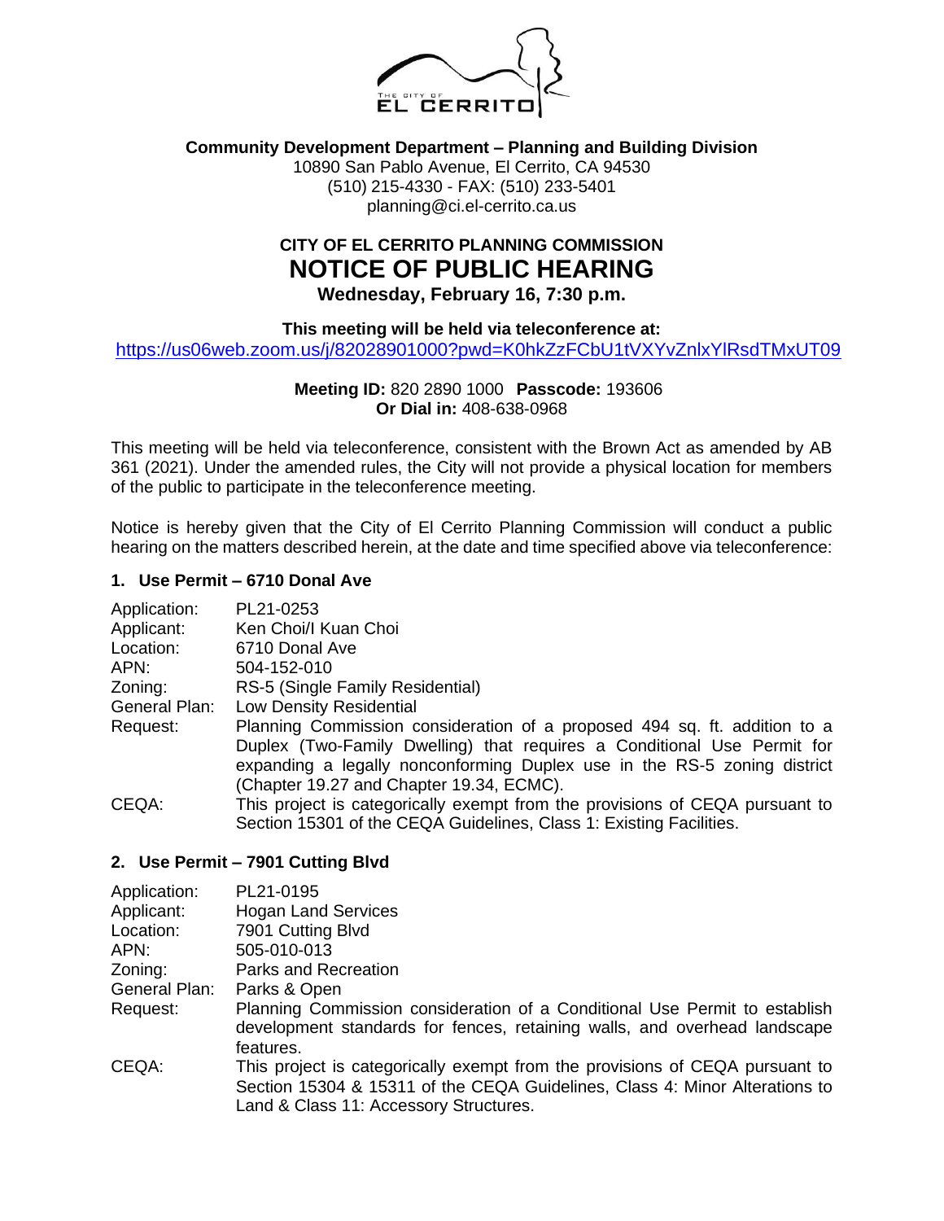THE CITY OF EL CERRITO

**Community Development Department – Planning and Building Division**
10890 San Pablo Avenue, El Cerrito, CA 94530
(510) 215-4330 - FAX: (510) 233-5401
planning@ci.el-cerrito.ca.us

**CITY OF EL CERRITO PLANNING COMMISSION**

# NOTICE OF PUBLIC HEARING

**Wednesday, February 16, 7:30 p.m.**

**This meeting will be held via teleconference at:**
https://us06web.zoom.us/j/82028901000?pwd=K0hkZzFCbU1tVXYvZnlxYlRsdTMxUT09

**Meeting ID:** 820 2890 1000 **Passcode:** 193606
**Or Dial in:** 408-638-0968

This meeting will be held via teleconference, consistent with the Brown Act as amended by AB 361 (2021). Under the amended rules, the City will not provide a physical location for members of the public to participate in the teleconference meeting.

Notice is hereby given that the City of El Cerrito Planning Commission will conduct a public hearing on the matters described herein, at the date and time specified above via teleconference:

### 1. Use Permit – 6710 Donal Ave

| | |
|---|---|
| Application: | PL21-0253 |
| Applicant: | Ken Choi/I Kuan Choi |
| Location: | 6710 Donal Ave |
| APN: | 504-152-010 |
| Zoning: | RS-5 (Single Family Residential) |
| General Plan: | Low Density Residential |
| Request: | Planning Commission consideration of a proposed 494 sq. ft. addition to a Duplex (Two-Family Dwelling) that requires a Conditional Use Permit for expanding a legally nonconforming Duplex use in the RS-5 zoning district (Chapter 19.27 and Chapter 19.34, ECMC). |
| CEQA: | This project is categorically exempt from the provisions of CEQA pursuant to Section 15301 of the CEQA Guidelines, Class 1: Existing Facilities. |

### 2. Use Permit – 7901 Cutting Blvd

| | |
|---|---|
| Application: | PL21-0195 |
| Applicant: | Hogan Land Services |
| Location: | 7901 Cutting Blvd |
| APN: | 505-010-013 |
| Zoning: | Parks and Recreation |
| General Plan: | Parks & Open |
| Request: | Planning Commission consideration of a Conditional Use Permit to establish development standards for fences, retaining walls, and overhead landscape features. |
| CEQA: | This project is categorically exempt from the provisions of CEQA pursuant to Section 15304 & 15311 of the CEQA Guidelines, Class 4: Minor Alterations to Land & Class 11: Accessory Structures. |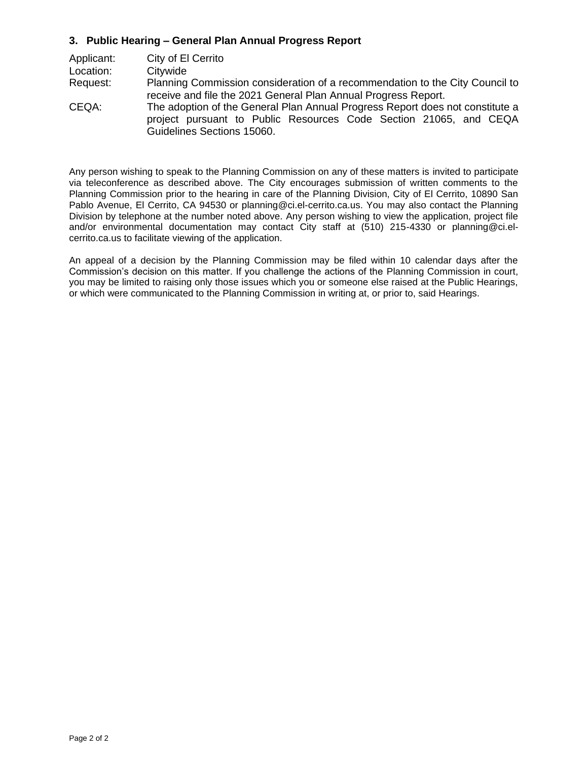### 3. Public Hearing – General Plan Annual Progress Report

| | |
|---|---|
| Applicant: | City of El Cerrito |
| Location: | Citywide |
| Request: | Planning Commission consideration of a recommendation to the City Council to receive and file the 2021 General Plan Annual Progress Report. |
| CEQA: | The adoption of the General Plan Annual Progress Report does not constitute a project pursuant to Public Resources Code Section 21065, and CEQA Guidelines Sections 15060. |

Any person wishing to speak to the Planning Commission on any of these matters is invited to participate via teleconference as described above. The City encourages submission of written comments to the Planning Commission prior to the hearing in care of the Planning Division, City of El Cerrito, 10890 San Pablo Avenue, El Cerrito, CA 94530 or planning@ci.el-cerrito.ca.us. You may also contact the Planning Division by telephone at the number noted above. Any person wishing to view the application, project file and/or environmental documentation may contact City staff at (510) 215-4330 or planning@ci.el-cerrito.ca.us to facilitate viewing of the application.

An appeal of a decision by the Planning Commission may be filed within 10 calendar days after the Commission's decision on this matter. If you challenge the actions of the Planning Commission in court, you may be limited to raising only those issues which you or someone else raised at the Public Hearings, or which were communicated to the Planning Commission in writing at, or prior to, said Hearings.